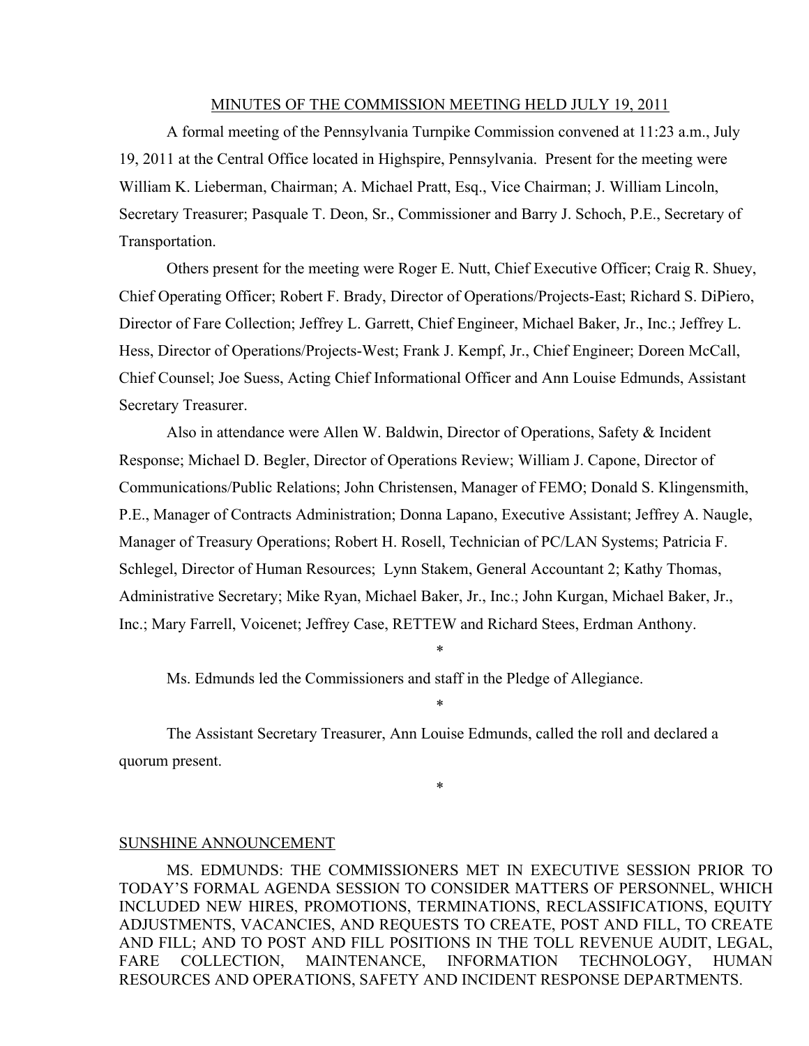MINUTES OF THE COMMISSION MEETING HELD JULY 19, 2011

A formal meeting of the Pennsylvania Turnpike Commission convened at 11:23 a.m., July 19, 2011 at the Central Office located in Highspire, Pennsylvania. Present for the meeting were William K. Lieberman, Chairman; A. Michael Pratt, Esq., Vice Chairman; J. William Lincoln, Secretary Treasurer; Pasquale T. Deon, Sr., Commissioner and Barry J. Schoch, P.E., Secretary of Transportation.

Others present for the meeting were Roger E. Nutt, Chief Executive Officer; Craig R. Shuey, Chief Operating Officer; Robert F. Brady, Director of Operations/Projects-East; Richard S. DiPiero, Director of Fare Collection; Jeffrey L. Garrett, Chief Engineer, Michael Baker, Jr., Inc.; Jeffrey L. Hess, Director of Operations/Projects-West; Frank J. Kempf, Jr., Chief Engineer; Doreen McCall, Chief Counsel; Joe Suess, Acting Chief Informational Officer and Ann Louise Edmunds, Assistant Secretary Treasurer.

Also in attendance were Allen W. Baldwin, Director of Operations, Safety & Incident Response; Michael D. Begler, Director of Operations Review; William J. Capone, Director of Communications/Public Relations; John Christensen, Manager of FEMO; Donald S. Klingensmith, P.E., Manager of Contracts Administration; Donna Lapano, Executive Assistant; Jeffrey A. Naugle, Manager of Treasury Operations; Robert H. Rosell, Technician of PC/LAN Systems; Patricia F. Schlegel, Director of Human Resources; Lynn Stakem, General Accountant 2; Kathy Thomas, Administrative Secretary; Mike Ryan, Michael Baker, Jr., Inc.; John Kurgan, Michael Baker, Jr., Inc.; Mary Farrell, Voicenet; Jeffrey Case, RETTEW and Richard Stees, Erdman Anthony.

*

Ms. Edmunds led the Commissioners and staff in the Pledge of Allegiance.

*

The Assistant Secretary Treasurer, Ann Louise Edmunds, called the roll and declared a quorum present.

*

SUNSHINE ANNOUNCEMENT

MS. EDMUNDS: THE COMMISSIONERS MET IN EXECUTIVE SESSION PRIOR TO TODAY'S FORMAL AGENDA SESSION TO CONSIDER MATTERS OF PERSONNEL, WHICH INCLUDED NEW HIRES, PROMOTIONS, TERMINATIONS, RECLASSIFICATIONS, EQUITY ADJUSTMENTS, VACANCIES, AND REQUESTS TO CREATE, POST AND FILL, TO CREATE AND FILL; AND TO POST AND FILL POSITIONS IN THE TOLL REVENUE AUDIT, LEGAL, FARE COLLECTION, MAINTENANCE, INFORMATION TECHNOLOGY, HUMAN RESOURCES AND OPERATIONS, SAFETY AND INCIDENT RESPONSE DEPARTMENTS.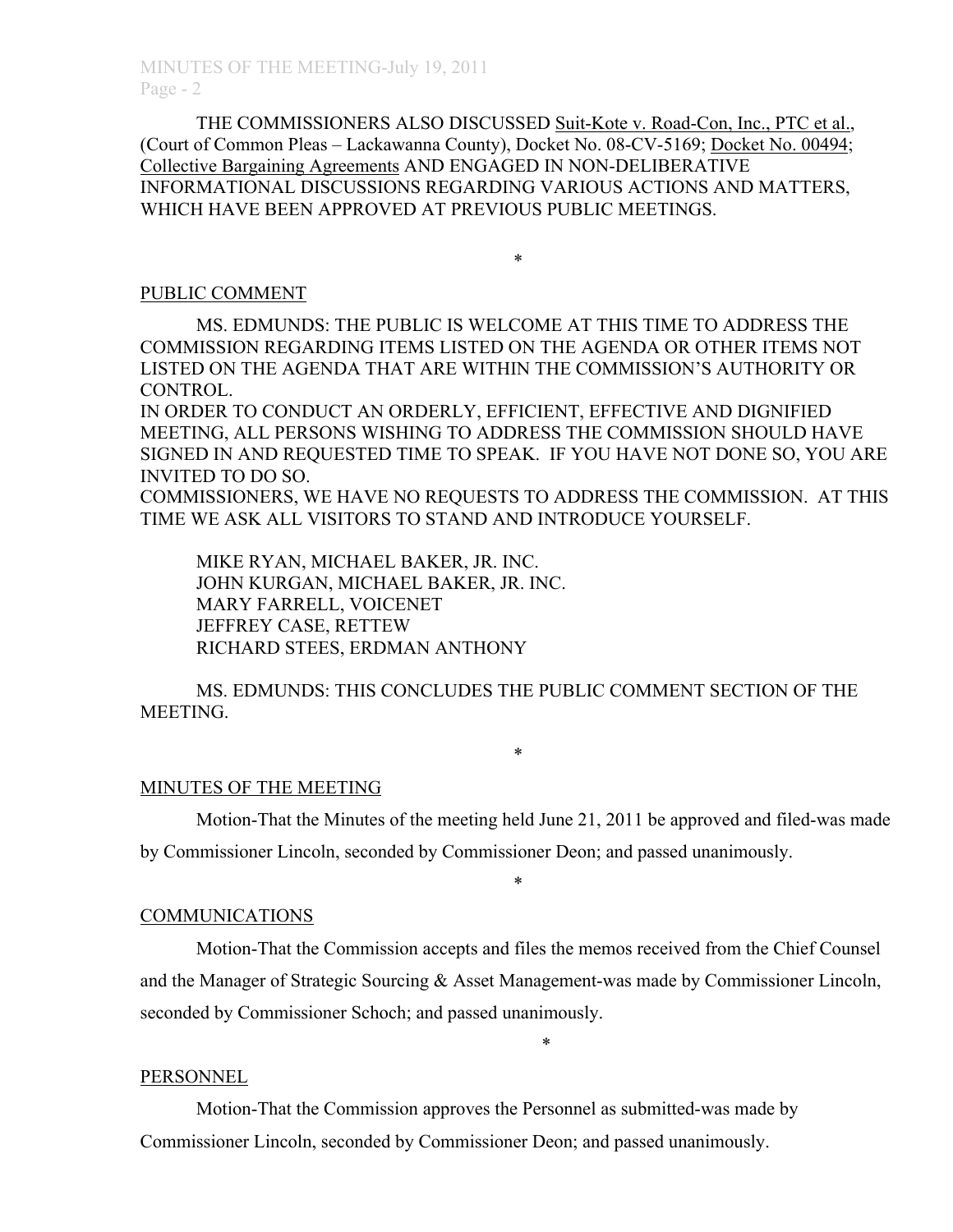THE COMMISSIONERS ALSO DISCUSSED Suit-Kote v. Road-Con, Inc., PTC et al., (Court of Common Pleas – Lackawanna County), Docket No. 08-CV-5169; Docket No. 00494; Collective Bargaining Agreements AND ENGAGED IN NON-DELIBERATIVE INFORMATIONAL DISCUSSIONS REGARDING VARIOUS ACTIONS AND MATTERS, WHICH HAVE BEEN APPROVED AT PREVIOUS PUBLIC MEETINGS.

*

PUBLIC COMMENT

MS. EDMUNDS: THE PUBLIC IS WELCOME AT THIS TIME TO ADDRESS THE COMMISSION REGARDING ITEMS LISTED ON THE AGENDA OR OTHER ITEMS NOT LISTED ON THE AGENDA THAT ARE WITHIN THE COMMISSION'S AUTHORITY OR CONTROL.
IN ORDER TO CONDUCT AN ORDERLY, EFFICIENT, EFFECTIVE AND DIGNIFIED MEETING, ALL PERSONS WISHING TO ADDRESS THE COMMISSION SHOULD HAVE SIGNED IN AND REQUESTED TIME TO SPEAK. IF YOU HAVE NOT DONE SO, YOU ARE INVITED TO DO SO.
COMMISSIONERS, WE HAVE NO REQUESTS TO ADDRESS THE COMMISSION. AT THIS TIME WE ASK ALL VISITORS TO STAND AND INTRODUCE YOURSELF.

MIKE RYAN, MICHAEL BAKER, JR. INC.
JOHN KURGAN, MICHAEL BAKER, JR. INC.
MARY FARRELL, VOICENET
JEFFREY CASE, RETTEW
RICHARD STEES, ERDMAN ANTHONY

MS. EDMUNDS: THIS CONCLUDES THE PUBLIC COMMENT SECTION OF THE MEETING.

*

MINUTES OF THE MEETING

Motion-That the Minutes of the meeting held June 21, 2011 be approved and filed-was made by Commissioner Lincoln, seconded by Commissioner Deon; and passed unanimously.

*

COMMUNICATIONS

Motion-That the Commission accepts and files the memos received from the Chief Counsel and the Manager of Strategic Sourcing & Asset Management-was made by Commissioner Lincoln, seconded by Commissioner Schoch; and passed unanimously.

*

PERSONNEL

Motion-That the Commission approves the Personnel as submitted-was made by Commissioner Lincoln, seconded by Commissioner Deon; and passed unanimously.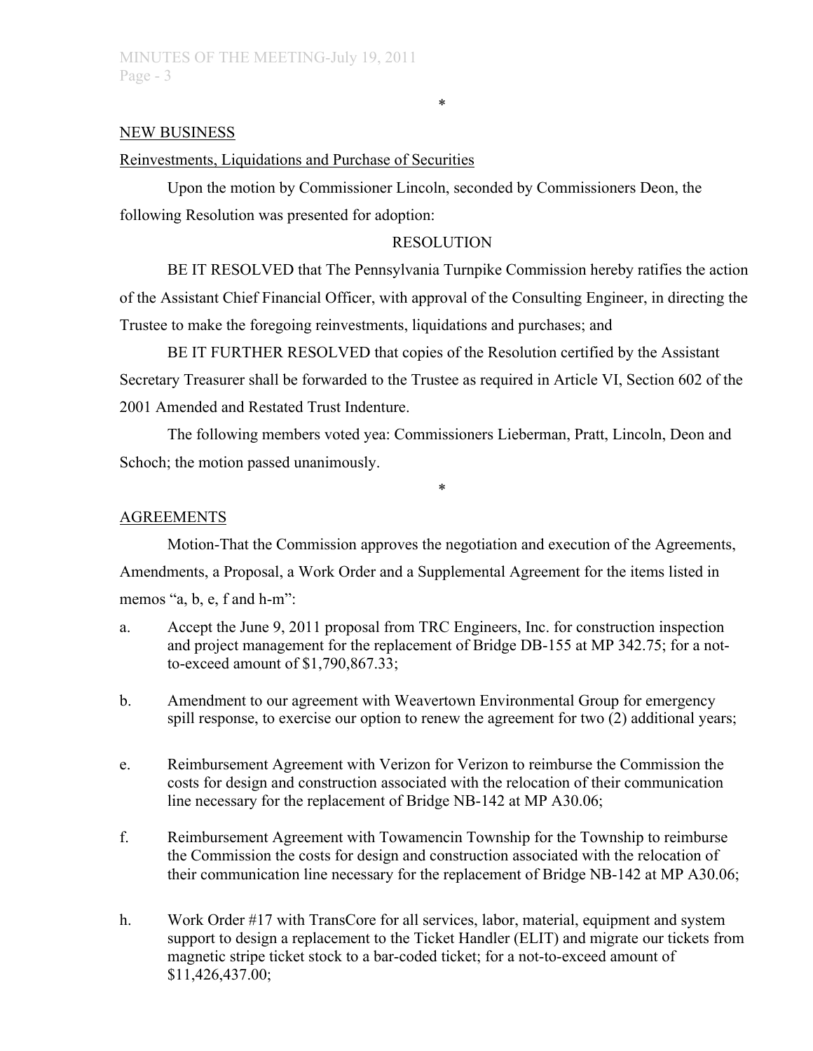\*

NEW BUSINESS

Reinvestments, Liquidations and Purchase of Securities

Upon the motion by Commissioner Lincoln, seconded by Commissioners Deon, the following Resolution was presented for adoption:

RESOLUTION

BE IT RESOLVED that The Pennsylvania Turnpike Commission hereby ratifies the action of the Assistant Chief Financial Officer, with approval of the Consulting Engineer, in directing the Trustee to make the foregoing reinvestments, liquidations and purchases; and

BE IT FURTHER RESOLVED that copies of the Resolution certified by the Assistant Secretary Treasurer shall be forwarded to the Trustee as required in Article VI, Section 602 of the 2001 Amended and Restated Trust Indenture.

The following members voted yea: Commissioners Lieberman, Pratt, Lincoln, Deon and Schoch; the motion passed unanimously.

\*

AGREEMENTS

Motion-That the Commission approves the negotiation and execution of the Agreements, Amendments, a Proposal, a Work Order and a Supplemental Agreement for the items listed in memos "a, b, e, f and h-m":

a. Accept the June 9, 2011 proposal from TRC Engineers, Inc. for construction inspection and project management for the replacement of Bridge DB-155 at MP 342.75; for a not-to-exceed amount of $1,790,867.33;

b. Amendment to our agreement with Weavertown Environmental Group for emergency spill response, to exercise our option to renew the agreement for two (2) additional years;

e. Reimbursement Agreement with Verizon for Verizon to reimburse the Commission the costs for design and construction associated with the relocation of their communication line necessary for the replacement of Bridge NB-142 at MP A30.06;

f. Reimbursement Agreement with Towamencin Township for the Township to reimburse the Commission the costs for design and construction associated with the relocation of their communication line necessary for the replacement of Bridge NB-142 at MP A30.06;

h. Work Order #17 with TransCore for all services, labor, material, equipment and system support to design a replacement to the Ticket Handler (ELIT) and migrate our tickets from magnetic stripe ticket stock to a bar-coded ticket; for a not-to-exceed amount of $11,426,437.00;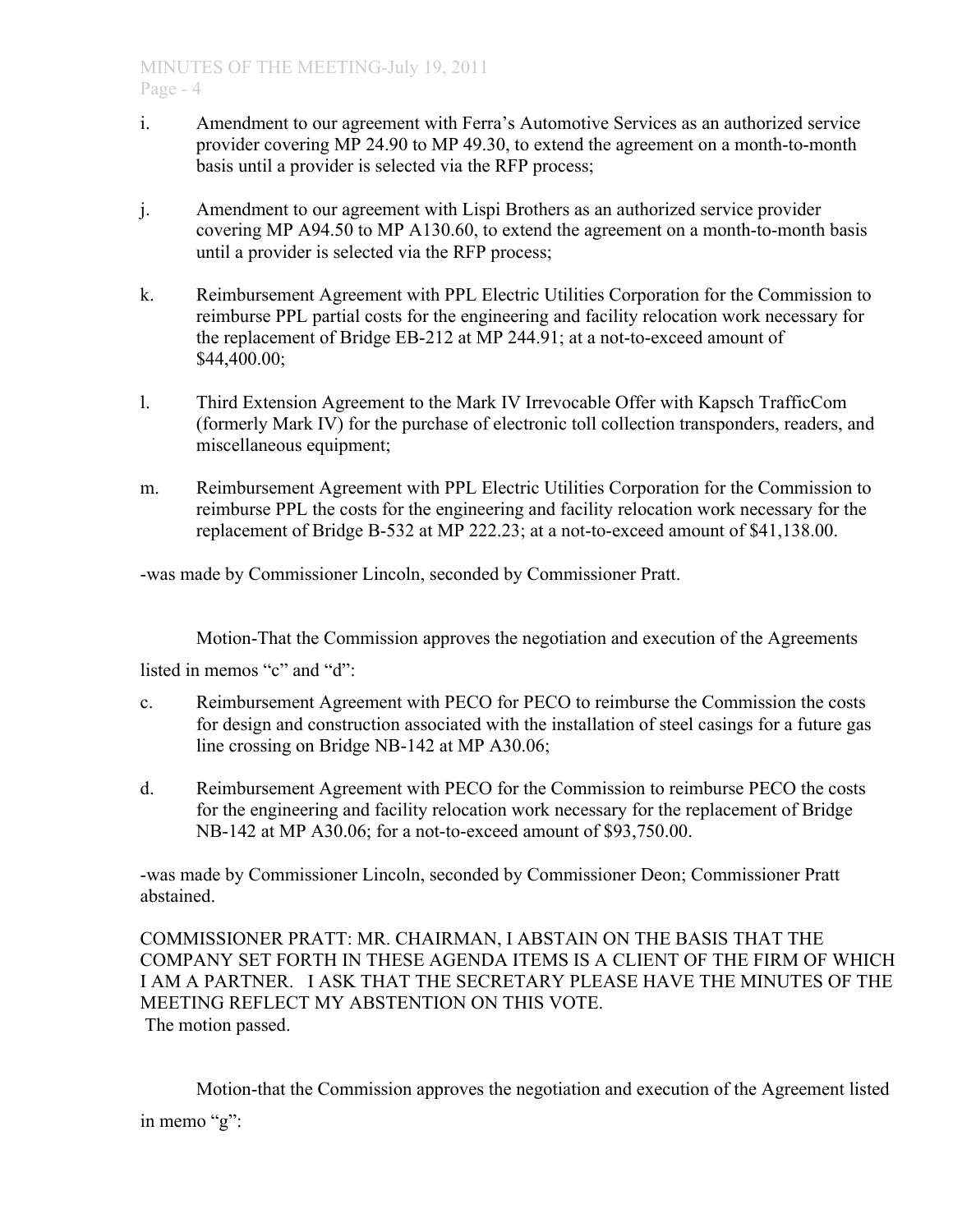i. Amendment to our agreement with Ferra's Automotive Services as an authorized service provider covering MP 24.90 to MP 49.30, to extend the agreement on a month-to-month basis until a provider is selected via the RFP process;

j. Amendment to our agreement with Lispi Brothers as an authorized service provider covering MP A94.50 to MP A130.60, to extend the agreement on a month-to-month basis until a provider is selected via the RFP process;

k. Reimbursement Agreement with PPL Electric Utilities Corporation for the Commission to reimburse PPL partial costs for the engineering and facility relocation work necessary for the replacement of Bridge EB-212 at MP 244.91; at a not-to-exceed amount of $44,400.00;

l. Third Extension Agreement to the Mark IV Irrevocable Offer with Kapsch TrafficCom (formerly Mark IV) for the purchase of electronic toll collection transponders, readers, and miscellaneous equipment;

m. Reimbursement Agreement with PPL Electric Utilities Corporation for the Commission to reimburse PPL the costs for the engineering and facility relocation work necessary for the replacement of Bridge B-532 at MP 222.23; at a not-to-exceed amount of $41,138.00.

-was made by Commissioner Lincoln, seconded by Commissioner Pratt.

Motion-That the Commission approves the negotiation and execution of the Agreements listed in memos "c" and "d":

c. Reimbursement Agreement with PECO for PECO to reimburse the Commission the costs for design and construction associated with the installation of steel casings for a future gas line crossing on Bridge NB-142 at MP A30.06;

d. Reimbursement Agreement with PECO for the Commission to reimburse PECO the costs for the engineering and facility relocation work necessary for the replacement of Bridge NB-142 at MP A30.06; for a not-to-exceed amount of $93,750.00.

-was made by Commissioner Lincoln, seconded by Commissioner Deon; Commissioner Pratt abstained.

COMMISSIONER PRATT: MR. CHAIRMAN, I ABSTAIN ON THE BASIS THAT THE COMPANY SET FORTH IN THESE AGENDA ITEMS IS A CLIENT OF THE FIRM OF WHICH I AM A PARTNER. I ASK THAT THE SECRETARY PLEASE HAVE THE MINUTES OF THE MEETING REFLECT MY ABSTENTION ON THIS VOTE.

The motion passed.

Motion-that the Commission approves the negotiation and execution of the Agreement listed in memo "g":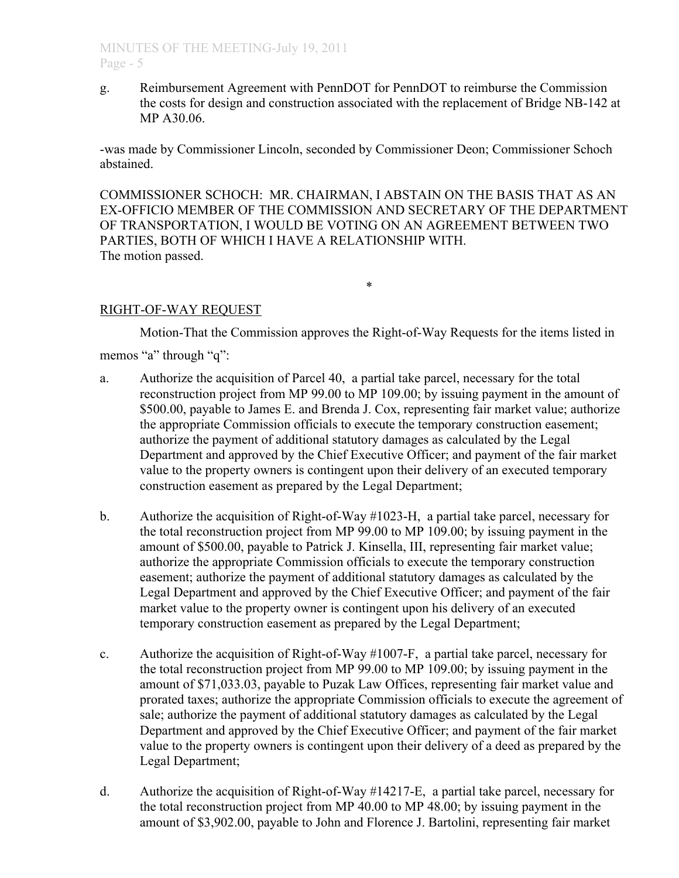g. Reimbursement Agreement with PennDOT for PennDOT to reimburse the Commission the costs for design and construction associated with the replacement of Bridge NB-142 at MP A30.06.

-was made by Commissioner Lincoln, seconded by Commissioner Deon; Commissioner Schoch abstained.

COMMISSIONER SCHOCH: MR. CHAIRMAN, I ABSTAIN ON THE BASIS THAT AS AN EX-OFFICIO MEMBER OF THE COMMISSION AND SECRETARY OF THE DEPARTMENT OF TRANSPORTATION, I WOULD BE VOTING ON AN AGREEMENT BETWEEN TWO PARTIES, BOTH OF WHICH I HAVE A RELATIONSHIP WITH.
The motion passed.

*

RIGHT-OF-WAY REQUEST

Motion-That the Commission approves the Right-of-Way Requests for the items listed in memos "a" through "q":

a. Authorize the acquisition of Parcel 40, a partial take parcel, necessary for the total reconstruction project from MP 99.00 to MP 109.00; by issuing payment in the amount of $500.00, payable to James E. and Brenda J. Cox, representing fair market value; authorize the appropriate Commission officials to execute the temporary construction easement; authorize the payment of additional statutory damages as calculated by the Legal Department and approved by the Chief Executive Officer; and payment of the fair market value to the property owners is contingent upon their delivery of an executed temporary construction easement as prepared by the Legal Department;

b. Authorize the acquisition of Right-of-Way #1023-H, a partial take parcel, necessary for the total reconstruction project from MP 99.00 to MP 109.00; by issuing payment in the amount of $500.00, payable to Patrick J. Kinsella, III, representing fair market value; authorize the appropriate Commission officials to execute the temporary construction easement; authorize the payment of additional statutory damages as calculated by the Legal Department and approved by the Chief Executive Officer; and payment of the fair market value to the property owner is contingent upon his delivery of an executed temporary construction easement as prepared by the Legal Department;

c. Authorize the acquisition of Right-of-Way #1007-F, a partial take parcel, necessary for the total reconstruction project from MP 99.00 to MP 109.00; by issuing payment in the amount of $71,033.03, payable to Puzak Law Offices, representing fair market value and prorated taxes; authorize the appropriate Commission officials to execute the agreement of sale; authorize the payment of additional statutory damages as calculated by the Legal Department and approved by the Chief Executive Officer; and payment of the fair market value to the property owners is contingent upon their delivery of a deed as prepared by the Legal Department;

d. Authorize the acquisition of Right-of-Way #14217-E, a partial take parcel, necessary for the total reconstruction project from MP 40.00 to MP 48.00; by issuing payment in the amount of $3,902.00, payable to John and Florence J. Bartolini, representing fair market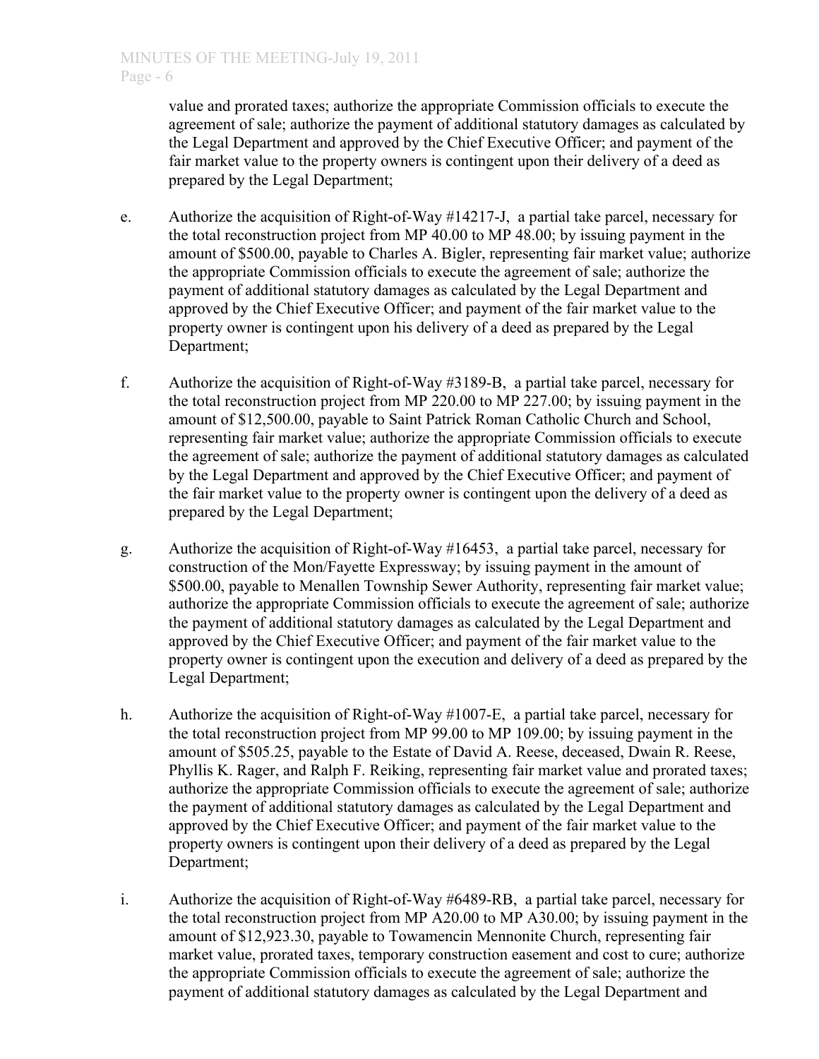value and prorated taxes; authorize the appropriate Commission officials to execute the agreement of sale; authorize the payment of additional statutory damages as calculated by the Legal Department and approved by the Chief Executive Officer; and payment of the fair market value to the property owners is contingent upon their delivery of a deed as prepared by the Legal Department;

e. Authorize the acquisition of Right-of-Way #14217-J, a partial take parcel, necessary for the total reconstruction project from MP 40.00 to MP 48.00; by issuing payment in the amount of $500.00, payable to Charles A. Bigler, representing fair market value; authorize the appropriate Commission officials to execute the agreement of sale; authorize the payment of additional statutory damages as calculated by the Legal Department and approved by the Chief Executive Officer; and payment of the fair market value to the property owner is contingent upon his delivery of a deed as prepared by the Legal Department;

f. Authorize the acquisition of Right-of-Way #3189-B, a partial take parcel, necessary for the total reconstruction project from MP 220.00 to MP 227.00; by issuing payment in the amount of $12,500.00, payable to Saint Patrick Roman Catholic Church and School, representing fair market value; authorize the appropriate Commission officials to execute the agreement of sale; authorize the payment of additional statutory damages as calculated by the Legal Department and approved by the Chief Executive Officer; and payment of the fair market value to the property owner is contingent upon the delivery of a deed as prepared by the Legal Department;

g. Authorize the acquisition of Right-of-Way #16453, a partial take parcel, necessary for construction of the Mon/Fayette Expressway; by issuing payment in the amount of $500.00, payable to Menallen Township Sewer Authority, representing fair market value; authorize the appropriate Commission officials to execute the agreement of sale; authorize the payment of additional statutory damages as calculated by the Legal Department and approved by the Chief Executive Officer; and payment of the fair market value to the property owner is contingent upon the execution and delivery of a deed as prepared by the Legal Department;

h. Authorize the acquisition of Right-of-Way #1007-E, a partial take parcel, necessary for the total reconstruction project from MP 99.00 to MP 109.00; by issuing payment in the amount of $505.25, payable to the Estate of David A. Reese, deceased, Dwain R. Reese, Phyllis K. Rager, and Ralph F. Reiking, representing fair market value and prorated taxes; authorize the appropriate Commission officials to execute the agreement of sale; authorize the payment of additional statutory damages as calculated by the Legal Department and approved by the Chief Executive Officer; and payment of the fair market value to the property owners is contingent upon their delivery of a deed as prepared by the Legal Department;

i. Authorize the acquisition of Right-of-Way #6489-RB, a partial take parcel, necessary for the total reconstruction project from MP A20.00 to MP A30.00; by issuing payment in the amount of $12,923.30, payable to Towamencin Mennonite Church, representing fair market value, prorated taxes, temporary construction easement and cost to cure; authorize the appropriate Commission officials to execute the agreement of sale; authorize the payment of additional statutory damages as calculated by the Legal Department and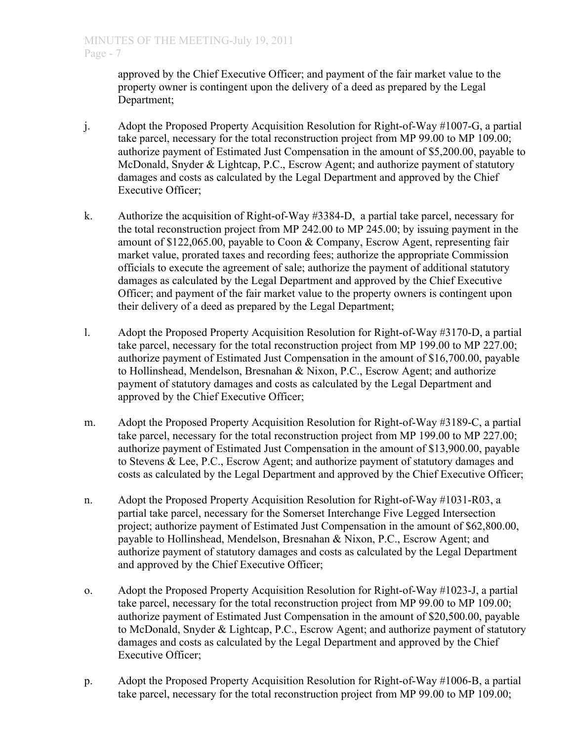approved by the Chief Executive Officer; and payment of the fair market value to the property owner is contingent upon the delivery of a deed as prepared by the Legal Department;

j. Adopt the Proposed Property Acquisition Resolution for Right-of-Way #1007-G, a partial take parcel, necessary for the total reconstruction project from MP 99.00 to MP 109.00; authorize payment of Estimated Just Compensation in the amount of $5,200.00, payable to McDonald, Snyder & Lightcap, P.C., Escrow Agent; and authorize payment of statutory damages and costs as calculated by the Legal Department and approved by the Chief Executive Officer;

k. Authorize the acquisition of Right-of-Way #3384-D, a partial take parcel, necessary for the total reconstruction project from MP 242.00 to MP 245.00; by issuing payment in the amount of $122,065.00, payable to Coon & Company, Escrow Agent, representing fair market value, prorated taxes and recording fees; authorize the appropriate Commission officials to execute the agreement of sale; authorize the payment of additional statutory damages as calculated by the Legal Department and approved by the Chief Executive Officer; and payment of the fair market value to the property owners is contingent upon their delivery of a deed as prepared by the Legal Department;

l. Adopt the Proposed Property Acquisition Resolution for Right-of-Way #3170-D, a partial take parcel, necessary for the total reconstruction project from MP 199.00 to MP 227.00; authorize payment of Estimated Just Compensation in the amount of $16,700.00, payable to Hollinshead, Mendelson, Bresnahan & Nixon, P.C., Escrow Agent; and authorize payment of statutory damages and costs as calculated by the Legal Department and approved by the Chief Executive Officer;

m. Adopt the Proposed Property Acquisition Resolution for Right-of-Way #3189-C, a partial take parcel, necessary for the total reconstruction project from MP 199.00 to MP 227.00; authorize payment of Estimated Just Compensation in the amount of $13,900.00, payable to Stevens & Lee, P.C., Escrow Agent; and authorize payment of statutory damages and costs as calculated by the Legal Department and approved by the Chief Executive Officer;

n. Adopt the Proposed Property Acquisition Resolution for Right-of-Way #1031-R03, a partial take parcel, necessary for the Somerset Interchange Five Legged Intersection project; authorize payment of Estimated Just Compensation in the amount of $62,800.00, payable to Hollinshead, Mendelson, Bresnahan & Nixon, P.C., Escrow Agent; and authorize payment of statutory damages and costs as calculated by the Legal Department and approved by the Chief Executive Officer;

o. Adopt the Proposed Property Acquisition Resolution for Right-of-Way #1023-J, a partial take parcel, necessary for the total reconstruction project from MP 99.00 to MP 109.00; authorize payment of Estimated Just Compensation in the amount of $20,500.00, payable to McDonald, Snyder & Lightcap, P.C., Escrow Agent; and authorize payment of statutory damages and costs as calculated by the Legal Department and approved by the Chief Executive Officer;

p. Adopt the Proposed Property Acquisition Resolution for Right-of-Way #1006-B, a partial take parcel, necessary for the total reconstruction project from MP 99.00 to MP 109.00;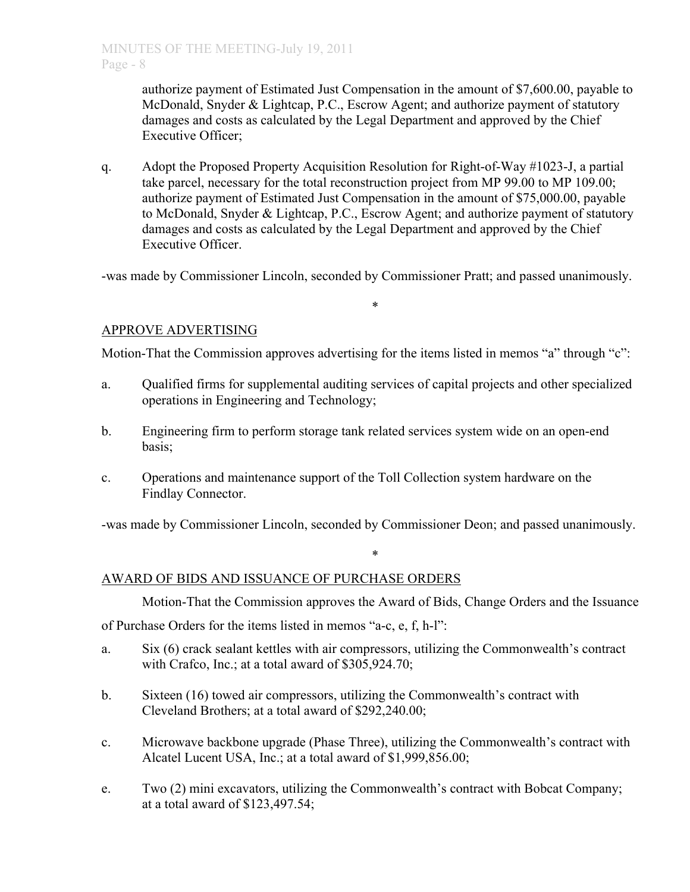authorize payment of Estimated Just Compensation in the amount of $7,600.00, payable to McDonald, Snyder & Lightcap, P.C., Escrow Agent; and authorize payment of statutory damages and costs as calculated by the Legal Department and approved by the Chief Executive Officer;

q. Adopt the Proposed Property Acquisition Resolution for Right-of-Way #1023-J, a partial take parcel, necessary for the total reconstruction project from MP 99.00 to MP 109.00; authorize payment of Estimated Just Compensation in the amount of $75,000.00, payable to McDonald, Snyder & Lightcap, P.C., Escrow Agent; and authorize payment of statutory damages and costs as calculated by the Legal Department and approved by the Chief Executive Officer.

-was made by Commissioner Lincoln, seconded by Commissioner Pratt; and passed unanimously.

*

APPROVE ADVERTISING

Motion-That the Commission approves advertising for the items listed in memos "a" through "c":

a. Qualified firms for supplemental auditing services of capital projects and other specialized operations in Engineering and Technology;

b. Engineering firm to perform storage tank related services system wide on an open-end basis;

c. Operations and maintenance support of the Toll Collection system hardware on the Findlay Connector.

-was made by Commissioner Lincoln, seconded by Commissioner Deon; and passed unanimously.

*

AWARD OF BIDS AND ISSUANCE OF PURCHASE ORDERS

Motion-That the Commission approves the Award of Bids, Change Orders and the Issuance of Purchase Orders for the items listed in memos "a-c, e, f, h-l":

a. Six (6) crack sealant kettles with air compressors, utilizing the Commonwealth's contract with Crafco, Inc.; at a total award of $305,924.70;

b. Sixteen (16) towed air compressors, utilizing the Commonwealth's contract with Cleveland Brothers; at a total award of $292,240.00;

c. Microwave backbone upgrade (Phase Three), utilizing the Commonwealth's contract with Alcatel Lucent USA, Inc.; at a total award of $1,999,856.00;

e. Two (2) mini excavators, utilizing the Commonwealth's contract with Bobcat Company; at a total award of $123,497.54;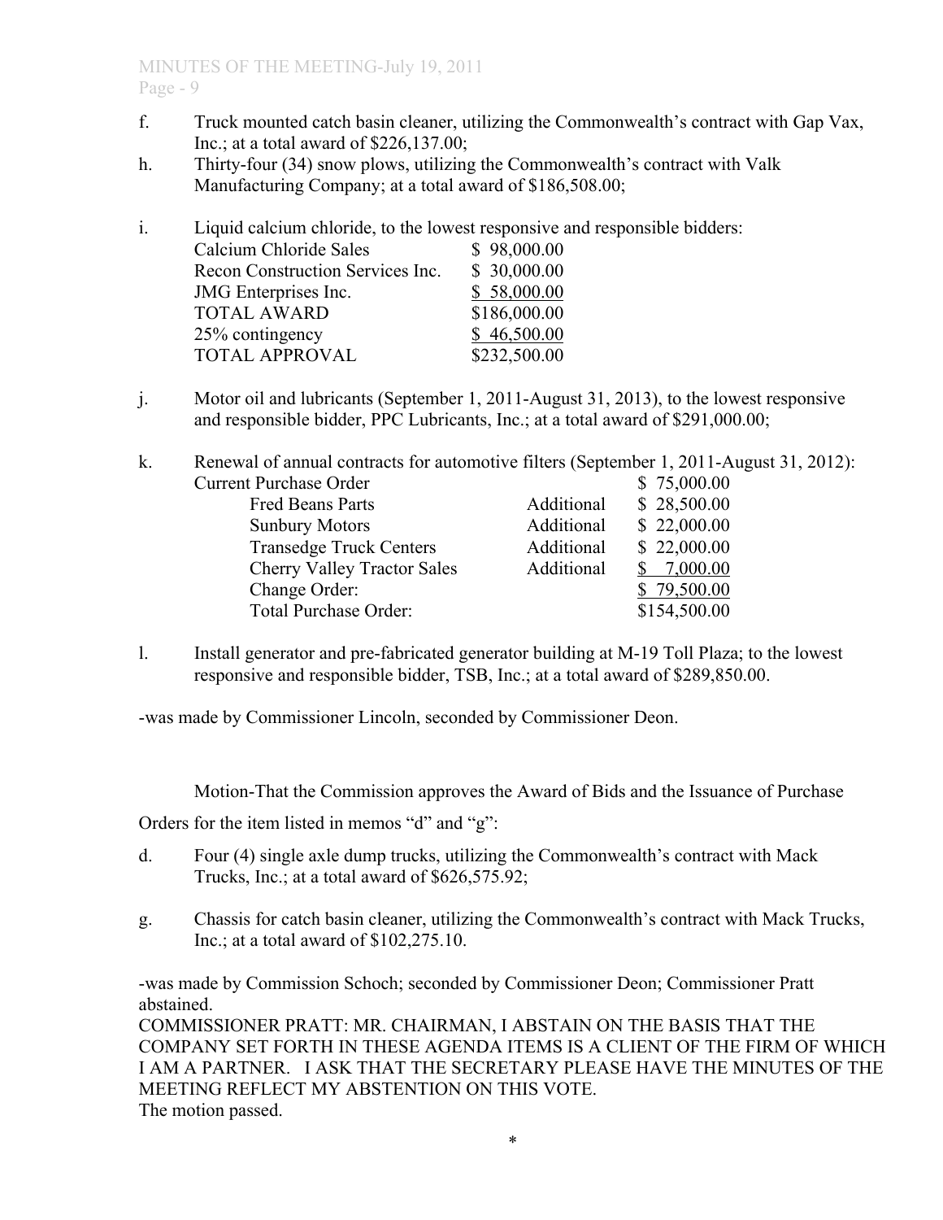f. Truck mounted catch basin cleaner, utilizing the Commonwealth's contract with Gap Vax, Inc.; at a total award of $226,137.00;

h. Thirty-four (34) snow plows, utilizing the Commonwealth's contract with Valk Manufacturing Company; at a total award of $186,508.00;

i. Liquid calcium chloride, to the lowest responsive and responsible bidders:

| | |
|---|---|
| Calcium Chloride Sales | $ 98,000.00 |
| Recon Construction Services Inc. | $ 30,000.00 |
| JMG Enterprises Inc. | $ 58,000.00 |
| TOTAL AWARD | $186,000.00 |
| 25% contingency | $ 46,500.00 |
| TOTAL APPROVAL | $232,500.00 |

j. Motor oil and lubricants (September 1, 2011-August 31, 2013), to the lowest responsive and responsible bidder, PPC Lubricants, Inc.; at a total award of $291,000.00;

k. Renewal of annual contracts for automotive filters (September 1, 2011-August 31, 2012):

| | | |
|---|---|---|
| Current Purchase Order | | $ 75,000.00 |
| Fred Beans Parts | Additional | $ 28,500.00 |
| Sunbury Motors | Additional | $ 22,000.00 |
| Transedge Truck Centers | Additional | $ 22,000.00 |
| Cherry Valley Tractor Sales | Additional | $ 7,000.00 |
| Change Order: | | $ 79,500.00 |
| Total Purchase Order: | | $154,500.00 |

l. Install generator and pre-fabricated generator building at M-19 Toll Plaza; to the lowest responsive and responsible bidder, TSB, Inc.; at a total award of $289,850.00.

-was made by Commissioner Lincoln, seconded by Commissioner Deon.

Motion-That the Commission approves the Award of Bids and the Issuance of Purchase Orders for the item listed in memos "d" and "g":

d. Four (4) single axle dump trucks, utilizing the Commonwealth's contract with Mack Trucks, Inc.; at a total award of $626,575.92;

g. Chassis for catch basin cleaner, utilizing the Commonwealth's contract with Mack Trucks, Inc.; at a total award of $102,275.10.

-was made by Commission Schoch; seconded by Commissioner Deon; Commissioner Pratt abstained.

COMMISSIONER PRATT: MR. CHAIRMAN, I ABSTAIN ON THE BASIS THAT THE COMPANY SET FORTH IN THESE AGENDA ITEMS IS A CLIENT OF THE FIRM OF WHICH I AM A PARTNER. I ASK THAT THE SECRETARY PLEASE HAVE THE MINUTES OF THE MEETING REFLECT MY ABSTENTION ON THIS VOTE.

The motion passed.

*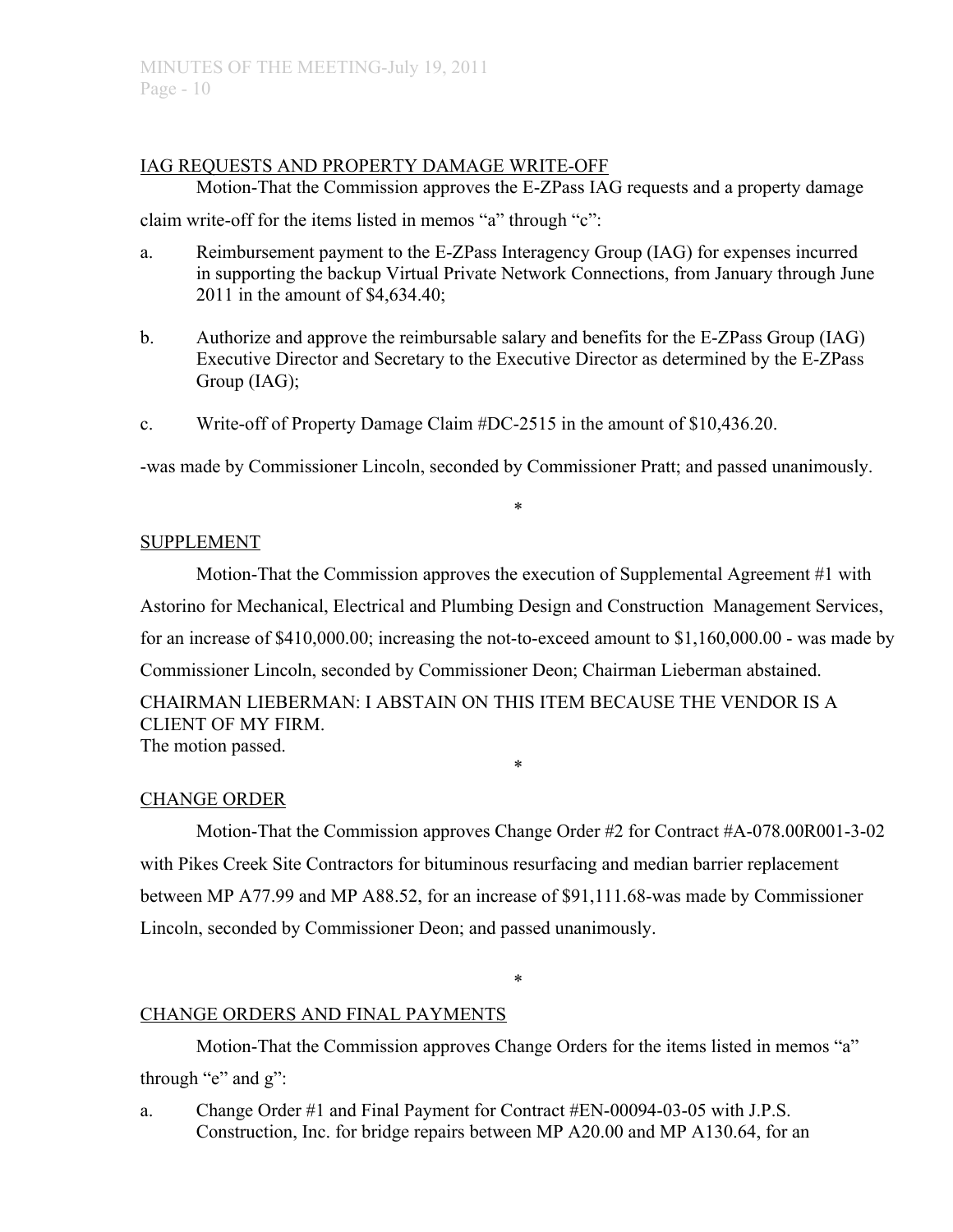IAG REQUESTS AND PROPERTY DAMAGE WRITE-OFF

Motion-That the Commission approves the E-ZPass IAG requests and a property damage claim write-off for the items listed in memos "a" through "c":

a. Reimbursement payment to the E-ZPass Interagency Group (IAG) for expenses incurred in supporting the backup Virtual Private Network Connections, from January through June 2011 in the amount of $4,634.40;

b. Authorize and approve the reimbursable salary and benefits for the E-ZPass Group (IAG) Executive Director and Secretary to the Executive Director as determined by the E-ZPass Group (IAG);

c. Write-off of Property Damage Claim #DC-2515 in the amount of $10,436.20.

-was made by Commissioner Lincoln, seconded by Commissioner Pratt; and passed unanimously.

*

SUPPLEMENT

Motion-That the Commission approves the execution of Supplemental Agreement #1 with Astorino for Mechanical, Electrical and Plumbing Design and Construction Management Services, for an increase of $410,000.00; increasing the not-to-exceed amount to $1,160,000.00 - was made by Commissioner Lincoln, seconded by Commissioner Deon; Chairman Lieberman abstained.

CHAIRMAN LIEBERMAN: I ABSTAIN ON THIS ITEM BECAUSE THE VENDOR IS A CLIENT OF MY FIRM.

The motion passed.

*

CHANGE ORDER

Motion-That the Commission approves Change Order #2 for Contract #A-078.00R001-3-02 with Pikes Creek Site Contractors for bituminous resurfacing and median barrier replacement between MP A77.99 and MP A88.52, for an increase of $91,111.68-was made by Commissioner Lincoln, seconded by Commissioner Deon; and passed unanimously.

*

CHANGE ORDERS AND FINAL PAYMENTS

Motion-That the Commission approves Change Orders for the items listed in memos "a" through "e" and g":

a. Change Order #1 and Final Payment for Contract #EN-00094-03-05 with J.P.S. Construction, Inc. for bridge repairs between MP A20.00 and MP A130.64, for an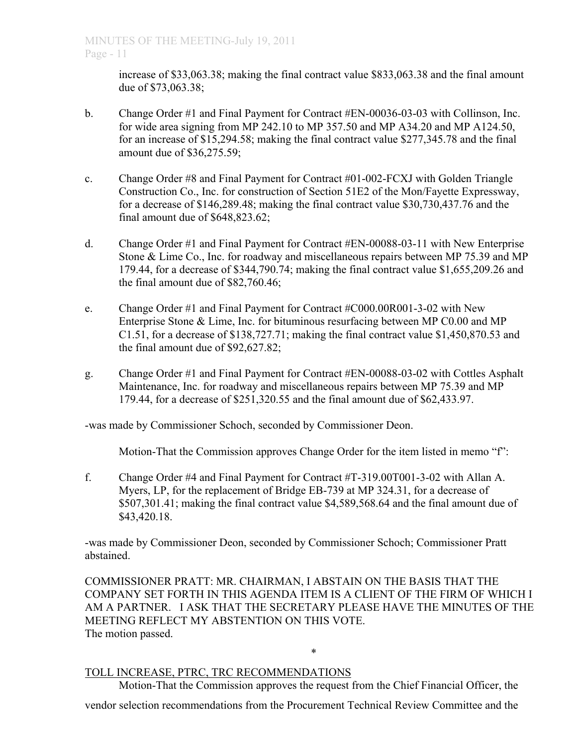increase of $33,063.38; making the final contract value $833,063.38 and the final amount due of $73,063.38;

b. Change Order #1 and Final Payment for Contract #EN-00036-03-03 with Collinson, Inc. for wide area signing from MP 242.10 to MP 357.50 and MP A34.20 and MP A124.50, for an increase of $15,294.58; making the final contract value $277,345.78 and the final amount due of $36,275.59;

c. Change Order #8 and Final Payment for Contract #01-002-FCXJ with Golden Triangle Construction Co., Inc. for construction of Section 51E2 of the Mon/Fayette Expressway, for a decrease of $146,289.48; making the final contract value $30,730,437.76 and the final amount due of $648,823.62;

d. Change Order #1 and Final Payment for Contract #EN-00088-03-11 with New Enterprise Stone & Lime Co., Inc. for roadway and miscellaneous repairs between MP 75.39 and MP 179.44, for a decrease of $344,790.74; making the final contract value $1,655,209.26 and the final amount due of $82,760.46;

e. Change Order #1 and Final Payment for Contract #C000.00R001-3-02 with New Enterprise Stone & Lime, Inc. for bituminous resurfacing between MP C0.00 and MP C1.51, for a decrease of $138,727.71; making the final contract value $1,450,870.53 and the final amount due of $92,627.82;

g. Change Order #1 and Final Payment for Contract #EN-00088-03-02 with Cottles Asphalt Maintenance, Inc. for roadway and miscellaneous repairs between MP 75.39 and MP 179.44, for a decrease of $251,320.55 and the final amount due of $62,433.97.

-was made by Commissioner Schoch, seconded by Commissioner Deon.

Motion-That the Commission approves Change Order for the item listed in memo "f":

f. Change Order #4 and Final Payment for Contract #T-319.00T001-3-02 with Allan A. Myers, LP, for the replacement of Bridge EB-739 at MP 324.31, for a decrease of $507,301.41; making the final contract value $4,589,568.64 and the final amount due of $43,420.18.

-was made by Commissioner Deon, seconded by Commissioner Schoch; Commissioner Pratt abstained.

COMMISSIONER PRATT: MR. CHAIRMAN, I ABSTAIN ON THE BASIS THAT THE COMPANY SET FORTH IN THIS AGENDA ITEM IS A CLIENT OF THE FIRM OF WHICH I AM A PARTNER. I ASK THAT THE SECRETARY PLEASE HAVE THE MINUTES OF THE MEETING REFLECT MY ABSTENTION ON THIS VOTE.
The motion passed.

*

TOLL INCREASE, PTRC, TRC RECOMMENDATIONS

Motion-That the Commission approves the request from the Chief Financial Officer, the vendor selection recommendations from the Procurement Technical Review Committee and the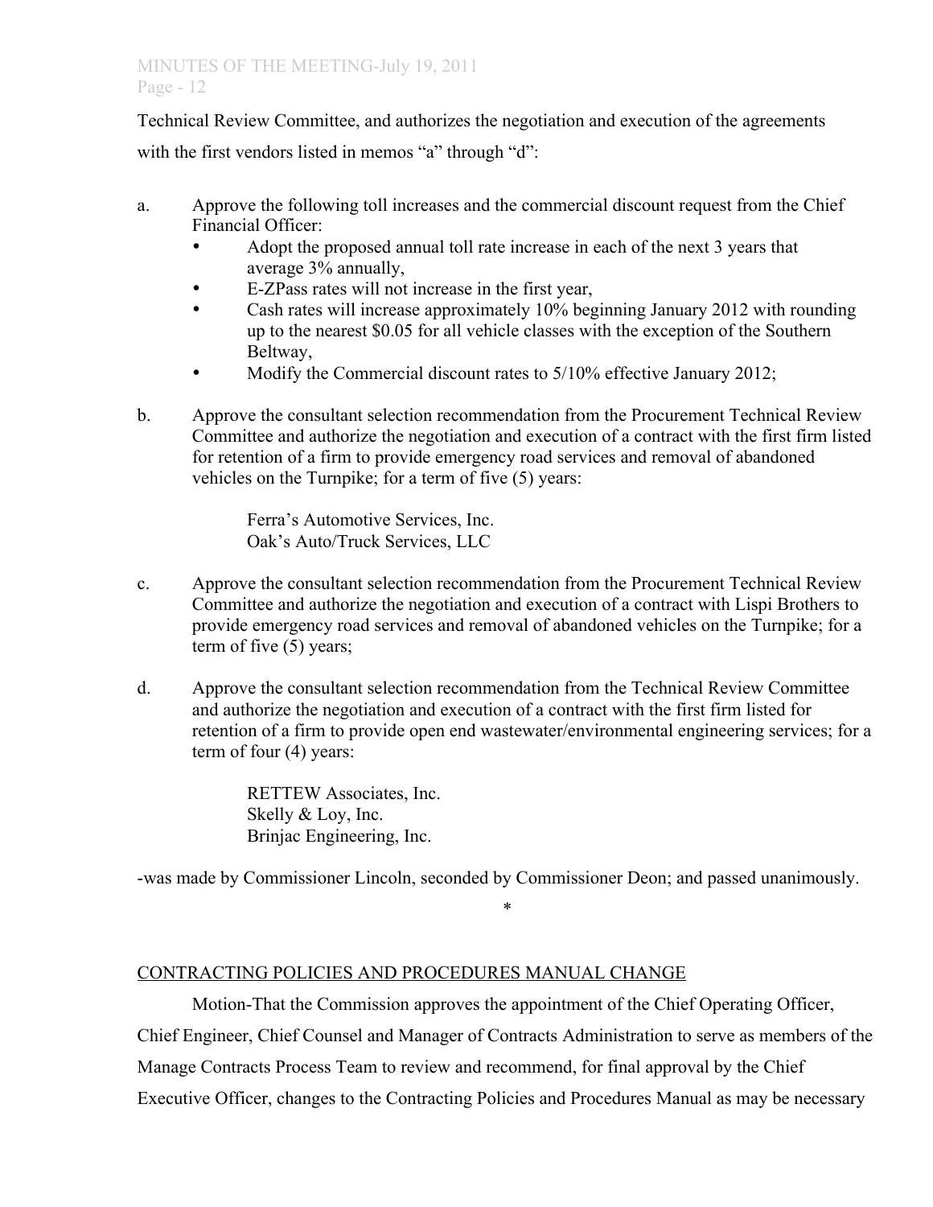Technical Review Committee, and authorizes the negotiation and execution of the agreements with the first vendors listed in memos "a" through "d":

a. Approve the following toll increases and the commercial discount request from the Chief Financial Officer:
   - Adopt the proposed annual toll rate increase in each of the next 3 years that average 3% annually,
   - E-ZPass rates will not increase in the first year,
   - Cash rates will increase approximately 10% beginning January 2012 with rounding up to the nearest $0.05 for all vehicle classes with the exception of the Southern Beltway,
   - Modify the Commercial discount rates to 5/10% effective January 2012;

b. Approve the consultant selection recommendation from the Procurement Technical Review Committee and authorize the negotiation and execution of a contract with the first firm listed for retention of a firm to provide emergency road services and removal of abandoned vehicles on the Turnpike; for a term of five (5) years:

   Ferra's Automotive Services, Inc.
   Oak's Auto/Truck Services, LLC

c. Approve the consultant selection recommendation from the Procurement Technical Review Committee and authorize the negotiation and execution of a contract with Lispi Brothers to provide emergency road services and removal of abandoned vehicles on the Turnpike; for a term of five (5) years;

d. Approve the consultant selection recommendation from the Technical Review Committee and authorize the negotiation and execution of a contract with the first firm listed for retention of a firm to provide open end wastewater/environmental engineering services; for a term of four (4) years:

   RETTEW Associates, Inc.
   Skelly & Loy, Inc.
   Brinjac Engineering, Inc.

-was made by Commissioner Lincoln, seconded by Commissioner Deon; and passed unanimously.

*

CONTRACTING POLICIES AND PROCEDURES MANUAL CHANGE

Motion-That the Commission approves the appointment of the Chief Operating Officer, Chief Engineer, Chief Counsel and Manager of Contracts Administration to serve as members of the Manage Contracts Process Team to review and recommend, for final approval by the Chief Executive Officer, changes to the Contracting Policies and Procedures Manual as may be necessary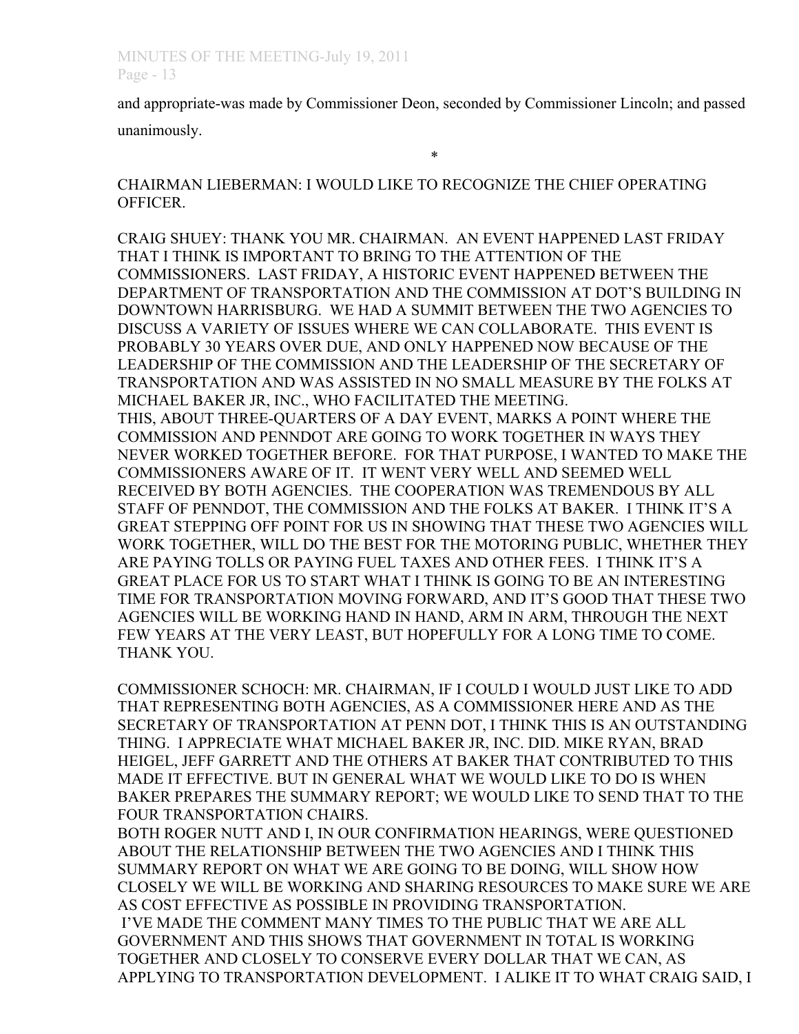and appropriate-was made by Commissioner Deon, seconded by Commissioner Lincoln; and passed unanimously.

*

CHAIRMAN LIEBERMAN: I WOULD LIKE TO RECOGNIZE THE CHIEF OPERATING OFFICER.

CRAIG SHUEY: THANK YOU MR. CHAIRMAN. AN EVENT HAPPENED LAST FRIDAY THAT I THINK IS IMPORTANT TO BRING TO THE ATTENTION OF THE COMMISSIONERS. LAST FRIDAY, A HISTORIC EVENT HAPPENED BETWEEN THE DEPARTMENT OF TRANSPORTATION AND THE COMMISSION AT DOT'S BUILDING IN DOWNTOWN HARRISBURG. WE HAD A SUMMIT BETWEEN THE TWO AGENCIES TO DISCUSS A VARIETY OF ISSUES WHERE WE CAN COLLABORATE. THIS EVENT IS PROBABLY 30 YEARS OVER DUE, AND ONLY HAPPENED NOW BECAUSE OF THE LEADERSHIP OF THE COMMISSION AND THE LEADERSHIP OF THE SECRETARY OF TRANSPORTATION AND WAS ASSISTED IN NO SMALL MEASURE BY THE FOLKS AT MICHAEL BAKER JR, INC., WHO FACILITATED THE MEETING.
THIS, ABOUT THREE-QUARTERS OF A DAY EVENT, MARKS A POINT WHERE THE COMMISSION AND PENNDOT ARE GOING TO WORK TOGETHER IN WAYS THEY NEVER WORKED TOGETHER BEFORE. FOR THAT PURPOSE, I WANTED TO MAKE THE COMMISSIONERS AWARE OF IT. IT WENT VERY WELL AND SEEMED WELL RECEIVED BY BOTH AGENCIES. THE COOPERATION WAS TREMENDOUS BY ALL STAFF OF PENNDOT, THE COMMISSION AND THE FOLKS AT BAKER. I THINK IT'S A GREAT STEPPING OFF POINT FOR US IN SHOWING THAT THESE TWO AGENCIES WILL WORK TOGETHER, WILL DO THE BEST FOR THE MOTORING PUBLIC, WHETHER THEY ARE PAYING TOLLS OR PAYING FUEL TAXES AND OTHER FEES. I THINK IT'S A GREAT PLACE FOR US TO START WHAT I THINK IS GOING TO BE AN INTERESTING TIME FOR TRANSPORTATION MOVING FORWARD, AND IT'S GOOD THAT THESE TWO AGENCIES WILL BE WORKING HAND IN HAND, ARM IN ARM, THROUGH THE NEXT FEW YEARS AT THE VERY LEAST, BUT HOPEFULLY FOR A LONG TIME TO COME. THANK YOU.

COMMISSIONER SCHOCH: MR. CHAIRMAN, IF I COULD I WOULD JUST LIKE TO ADD THAT REPRESENTING BOTH AGENCIES, AS A COMMISSIONER HERE AND AS THE SECRETARY OF TRANSPORTATION AT PENN DOT, I THINK THIS IS AN OUTSTANDING THING. I APPRECIATE WHAT MICHAEL BAKER JR, INC. DID. MIKE RYAN, BRAD HEIGEL, JEFF GARRETT AND THE OTHERS AT BAKER THAT CONTRIBUTED TO THIS MADE IT EFFECTIVE. BUT IN GENERAL WHAT WE WOULD LIKE TO DO IS WHEN BAKER PREPARES THE SUMMARY REPORT; WE WOULD LIKE TO SEND THAT TO THE FOUR TRANSPORTATION CHAIRS.
BOTH ROGER NUTT AND I, IN OUR CONFIRMATION HEARINGS, WERE QUESTIONED ABOUT THE RELATIONSHIP BETWEEN THE TWO AGENCIES AND I THINK THIS SUMMARY REPORT ON WHAT WE ARE GOING TO BE DOING, WILL SHOW HOW CLOSELY WE WILL BE WORKING AND SHARING RESOURCES TO MAKE SURE WE ARE AS COST EFFECTIVE AS POSSIBLE IN PROVIDING TRANSPORTATION.
I'VE MADE THE COMMENT MANY TIMES TO THE PUBLIC THAT WE ARE ALL GOVERNMENT AND THIS SHOWS THAT GOVERNMENT IN TOTAL IS WORKING TOGETHER AND CLOSELY TO CONSERVE EVERY DOLLAR THAT WE CAN, AS APPLYING TO TRANSPORTATION DEVELOPMENT. I ALIKE IT TO WHAT CRAIG SAID, I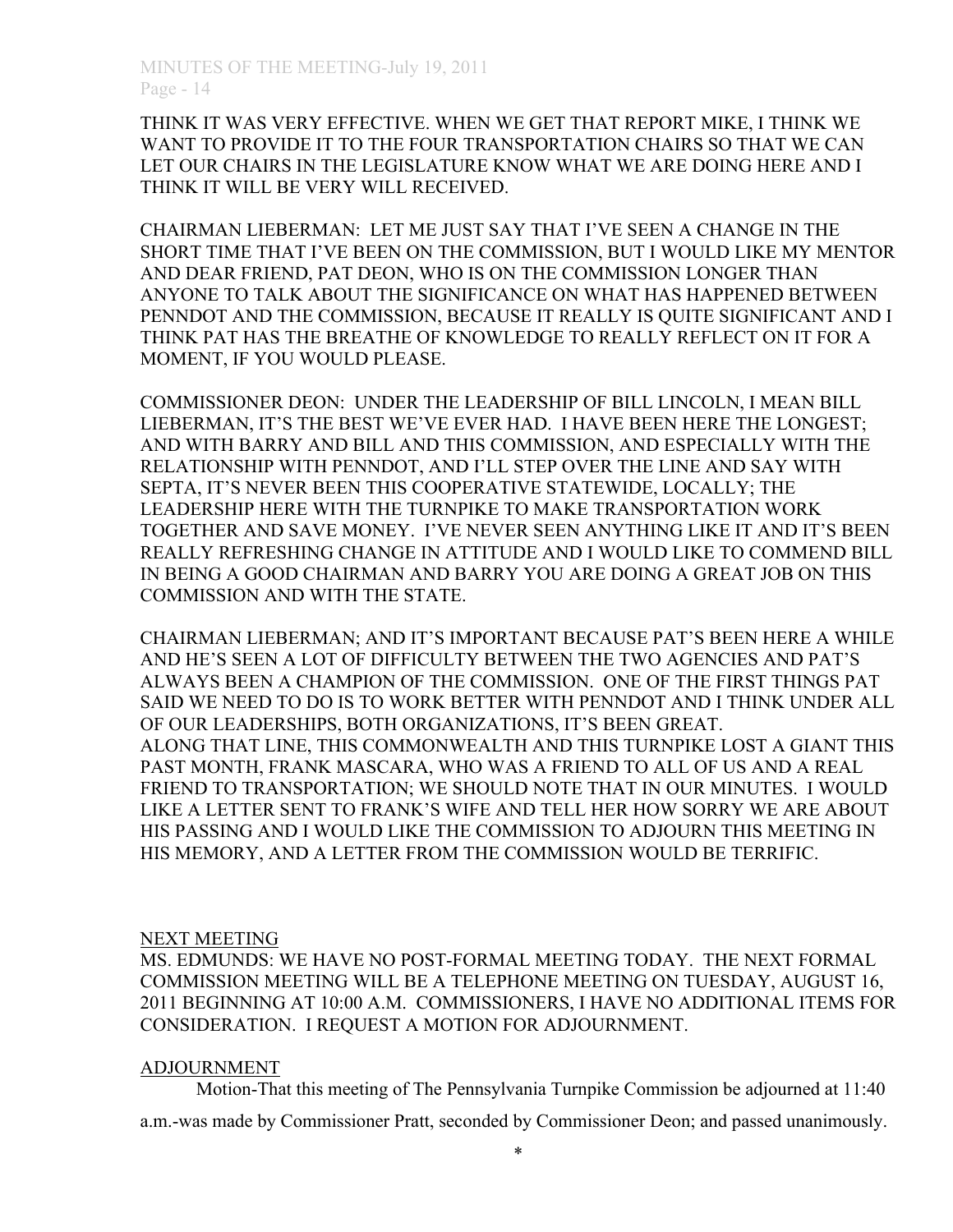THINK IT WAS VERY EFFECTIVE. WHEN WE GET THAT REPORT MIKE, I THINK WE WANT TO PROVIDE IT TO THE FOUR TRANSPORTATION CHAIRS SO THAT WE CAN LET OUR CHAIRS IN THE LEGISLATURE KNOW WHAT WE ARE DOING HERE AND I THINK IT WILL BE VERY WILL RECEIVED.

CHAIRMAN LIEBERMAN: LET ME JUST SAY THAT I'VE SEEN A CHANGE IN THE SHORT TIME THAT I'VE BEEN ON THE COMMISSION, BUT I WOULD LIKE MY MENTOR AND DEAR FRIEND, PAT DEON, WHO IS ON THE COMMISSION LONGER THAN ANYONE TO TALK ABOUT THE SIGNIFICANCE ON WHAT HAS HAPPENED BETWEEN PENNDOT AND THE COMMISSION, BECAUSE IT REALLY IS QUITE SIGNIFICANT AND I THINK PAT HAS THE BREATHE OF KNOWLEDGE TO REALLY REFLECT ON IT FOR A MOMENT, IF YOU WOULD PLEASE.

COMMISSIONER DEON: UNDER THE LEADERSHIP OF BILL LINCOLN, I MEAN BILL LIEBERMAN, IT'S THE BEST WE'VE EVER HAD. I HAVE BEEN HERE THE LONGEST; AND WITH BARRY AND BILL AND THIS COMMISSION, AND ESPECIALLY WITH THE RELATIONSHIP WITH PENNDOT, AND I'LL STEP OVER THE LINE AND SAY WITH SEPTA, IT'S NEVER BEEN THIS COOPERATIVE STATEWIDE, LOCALLY; THE LEADERSHIP HERE WITH THE TURNPIKE TO MAKE TRANSPORTATION WORK TOGETHER AND SAVE MONEY. I'VE NEVER SEEN ANYTHING LIKE IT AND IT'S BEEN REALLY REFRESHING CHANGE IN ATTITUDE AND I WOULD LIKE TO COMMEND BILL IN BEING A GOOD CHAIRMAN AND BARRY YOU ARE DOING A GREAT JOB ON THIS COMMISSION AND WITH THE STATE.

CHAIRMAN LIEBERMAN; AND IT'S IMPORTANT BECAUSE PAT'S BEEN HERE A WHILE AND HE'S SEEN A LOT OF DIFFICULTY BETWEEN THE TWO AGENCIES AND PAT'S ALWAYS BEEN A CHAMPION OF THE COMMISSION. ONE OF THE FIRST THINGS PAT SAID WE NEED TO DO IS TO WORK BETTER WITH PENNDOT AND I THINK UNDER ALL OF OUR LEADERSHIPS, BOTH ORGANIZATIONS, IT'S BEEN GREAT.
ALONG THAT LINE, THIS COMMONWEALTH AND THIS TURNPIKE LOST A GIANT THIS PAST MONTH, FRANK MASCARA, WHO WAS A FRIEND TO ALL OF US AND A REAL FRIEND TO TRANSPORTATION; WE SHOULD NOTE THAT IN OUR MINUTES. I WOULD LIKE A LETTER SENT TO FRANK'S WIFE AND TELL HER HOW SORRY WE ARE ABOUT HIS PASSING AND I WOULD LIKE THE COMMISSION TO ADJOURN THIS MEETING IN HIS MEMORY, AND A LETTER FROM THE COMMISSION WOULD BE TERRIFIC.

<u>NEXT MEETING</u>

MS. EDMUNDS: WE HAVE NO POST-FORMAL MEETING TODAY. THE NEXT FORMAL COMMISSION MEETING WILL BE A TELEPHONE MEETING ON TUESDAY, AUGUST 16, 2011 BEGINNING AT 10:00 A.M. COMMISSIONERS, I HAVE NO ADDITIONAL ITEMS FOR CONSIDERATION. I REQUEST A MOTION FOR ADJOURNMENT.

<u>ADJOURNMENT</u>

Motion-That this meeting of The Pennsylvania Turnpike Commission be adjourned at 11:40 a.m.-was made by Commissioner Pratt, seconded by Commissioner Deon; and passed unanimously.

*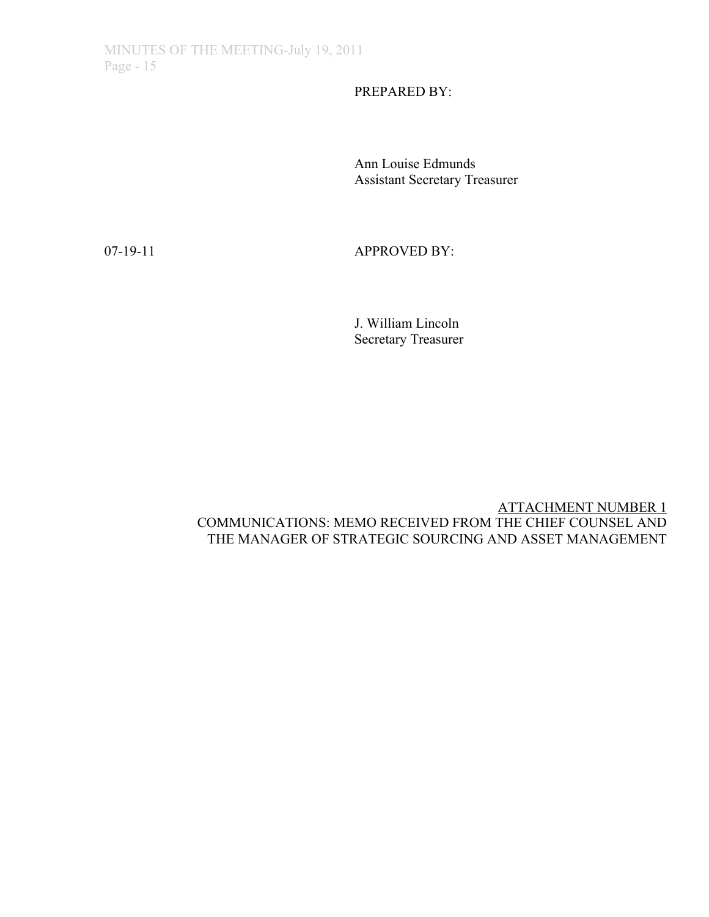PREPARED BY:

Ann Louise Edmunds
Assistant Secretary Treasurer

07-19-11

APPROVED BY:

J. William Lincoln
Secretary Treasurer

ATTACHMENT NUMBER 1

COMMUNICATIONS: MEMO RECEIVED FROM THE CHIEF COUNSEL AND THE MANAGER OF STRATEGIC SOURCING AND ASSET MANAGEMENT